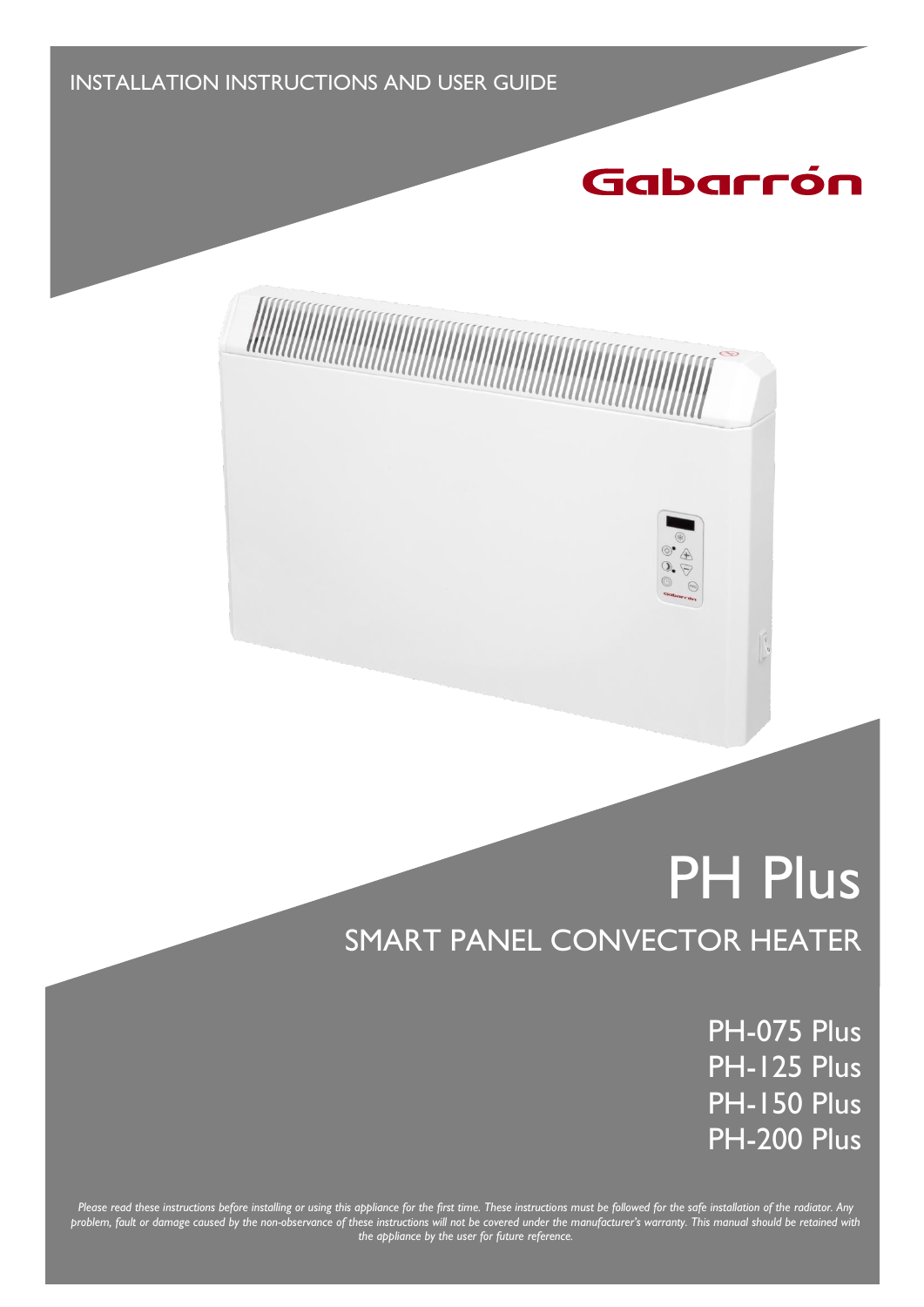INSTALLATION INSTRUCTIONS AND USER GUIDE

Gabarrón

# PH Plus

## SMART PANEL CONVECTOR HEATER

PH-075 Plus
PH-125 Plus
PH-150 Plus
PH-200 Plus

*Please read these instructions before installing or using this appliance for the first time. These instructions must be followed for the safe installation of the radiator. Any problem, fault or damage caused by the non-observance of these instructions will not be covered under the manufacturer's warranty. This manual should be retained with the appliance by the user for future reference.*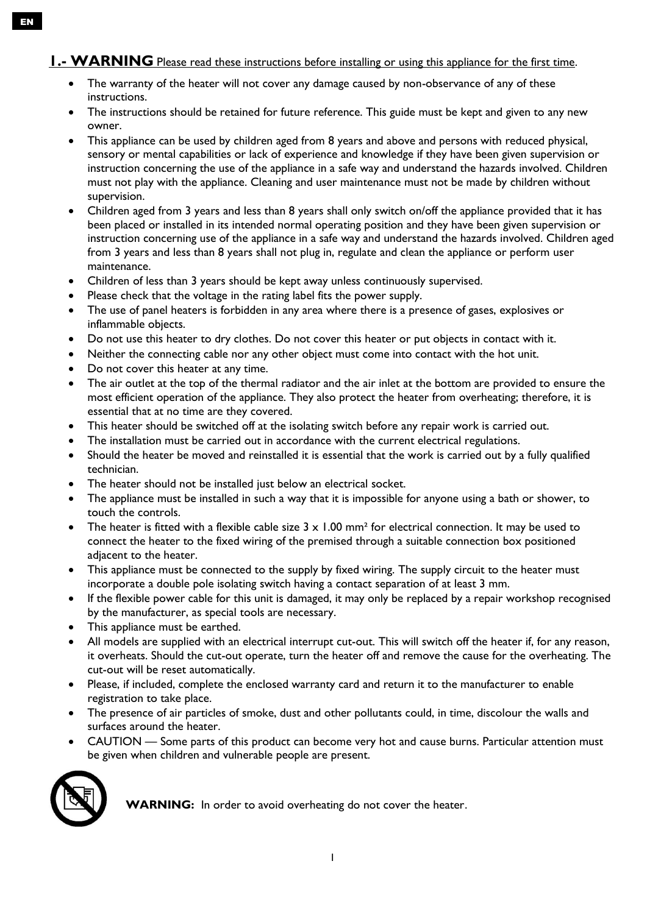EN

## 1.- WARNING Please read these instructions before installing or using this appliance for the first time.

- The warranty of the heater will not cover any damage caused by non-observance of any of these instructions.
- The instructions should be retained for future reference. This guide must be kept and given to any new owner.
- This appliance can be used by children aged from 8 years and above and persons with reduced physical, sensory or mental capabilities or lack of experience and knowledge if they have been given supervision or instruction concerning the use of the appliance in a safe way and understand the hazards involved. Children must not play with the appliance. Cleaning and user maintenance must not be made by children without supervision.
- Children aged from 3 years and less than 8 years shall only switch on/off the appliance provided that it has been placed or installed in its intended normal operating position and they have been given supervision or instruction concerning use of the appliance in a safe way and understand the hazards involved. Children aged from 3 years and less than 8 years shall not plug in, regulate and clean the appliance or perform user maintenance.
- Children of less than 3 years should be kept away unless continuously supervised.
- Please check that the voltage in the rating label fits the power supply.
- The use of panel heaters is forbidden in any area where there is a presence of gases, explosives or inflammable objects.
- Do not use this heater to dry clothes. Do not cover this heater or put objects in contact with it.
- Neither the connecting cable nor any other object must come into contact with the hot unit.
- Do not cover this heater at any time.
- The air outlet at the top of the thermal radiator and the air inlet at the bottom are provided to ensure the most efficient operation of the appliance. They also protect the heater from overheating; therefore, it is essential that at no time are they covered.
- This heater should be switched off at the isolating switch before any repair work is carried out.
- The installation must be carried out in accordance with the current electrical regulations.
- Should the heater be moved and reinstalled it is essential that the work is carried out by a fully qualified technician.
- The heater should not be installed just below an electrical socket.
- The appliance must be installed in such a way that it is impossible for anyone using a bath or shower, to touch the controls.
- The heater is fitted with a flexible cable size 3 x 1.00 mm² for electrical connection. It may be used to connect the heater to the fixed wiring of the premised through a suitable connection box positioned adjacent to the heater.
- This appliance must be connected to the supply by fixed wiring. The supply circuit to the heater must incorporate a double pole isolating switch having a contact separation of at least 3 mm.
- If the flexible power cable for this unit is damaged, it may only be replaced by a repair workshop recognised by the manufacturer, as special tools are necessary.
- This appliance must be earthed.
- All models are supplied with an electrical interrupt cut-out. This will switch off the heater if, for any reason, it overheats. Should the cut-out operate, turn the heater off and remove the cause for the overheating. The cut-out will be reset automatically.
- Please, if included, complete the enclosed warranty card and return it to the manufacturer to enable registration to take place.
- The presence of air particles of smoke, dust and other pollutants could, in time, discolour the walls and surfaces around the heater.
- CAUTION — Some parts of this product can become very hot and cause burns. Particular attention must be given when children and vulnerable people are present.

**WARNING:** In order to avoid overheating do not cover the heater.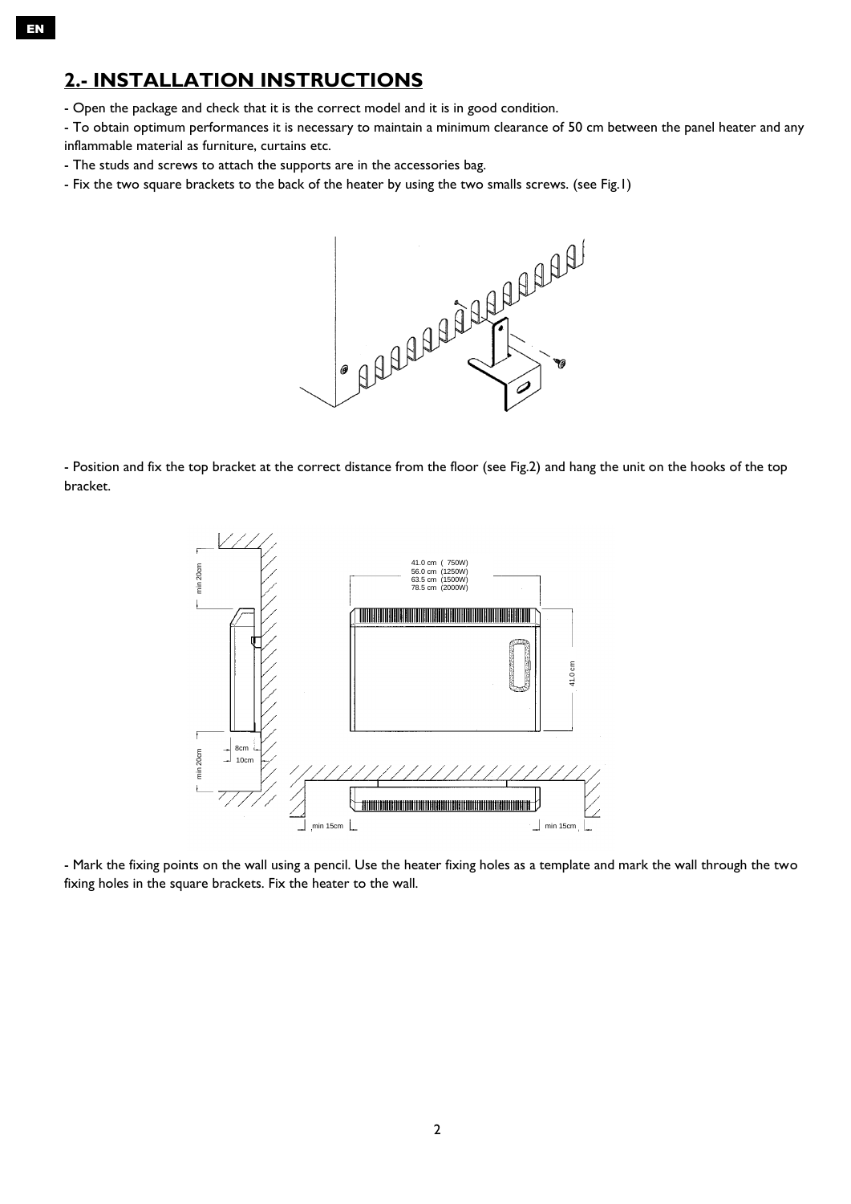## 2.- INSTALLATION INSTRUCTIONS

- Open the package and check that it is the correct model and it is in good condition.
- To obtain optimum performances it is necessary to maintain a minimum clearance of 50 cm between the panel heater and any inflammable material as furniture, curtains etc.
- The studs and screws to attach the supports are in the accessories bag.
- Fix the two square brackets to the back of the heater by using the two smalls screws. (see Fig.1)

- Position and fix the top bracket at the correct distance from the floor (see Fig.2) and hang the unit on the hooks of the top bracket.

- Mark the fixing points on the wall using a pencil. Use the heater fixing holes as a template and mark the wall through the two fixing holes in the square brackets. Fix the heater to the wall.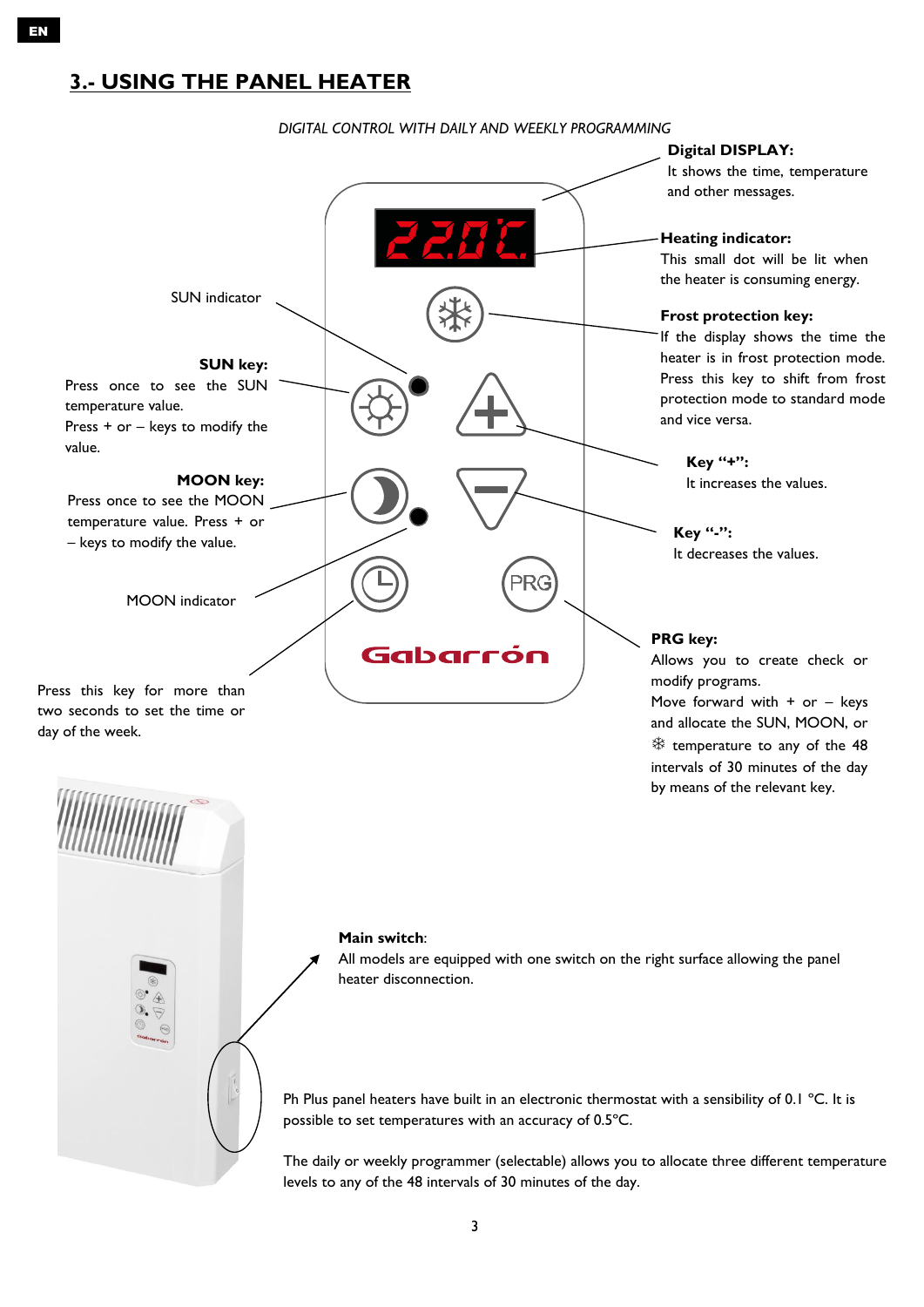## 3.- USING THE PANEL HEATER

*DIGITAL CONTROL WITH DAILY AND WEEKLY PROGRAMMING*

**Digital DISPLAY:**
It shows the time, temperature and other messages.

**Heating indicator:**
This small dot will be lit when the heater is consuming energy.

**Frost protection key:**
If the display shows the time the heater is in frost protection mode. Press this key to shift from frost protection mode to standard mode and vice versa.

**Key "+":**
It increases the values.

**Key "-":**
It decreases the values.

**PRG key:**
Allows you to create check or modify programs.
Move forward with + or – keys and allocate the SUN, MOON, or ❄ temperature to any of the 48 intervals of 30 minutes of the day by means of the relevant key.

SUN indicator

**SUN key:**
Press once to see the SUN temperature value.
Press + or – keys to modify the value.

**MOON key:**
Press once to see the MOON temperature value. Press + or – keys to modify the value.

MOON indicator

Press this key for more than two seconds to set the time or day of the week.

**Main switch**:
All models are equipped with one switch on the right surface allowing the panel heater disconnection.

Ph Plus panel heaters have built in an electronic thermostat with a sensibility of 0.1 °C. It is possible to set temperatures with an accuracy of 0.5°C.

The daily or weekly programmer (selectable) allows you to allocate three different temperature levels to any of the 48 intervals of 30 minutes of the day.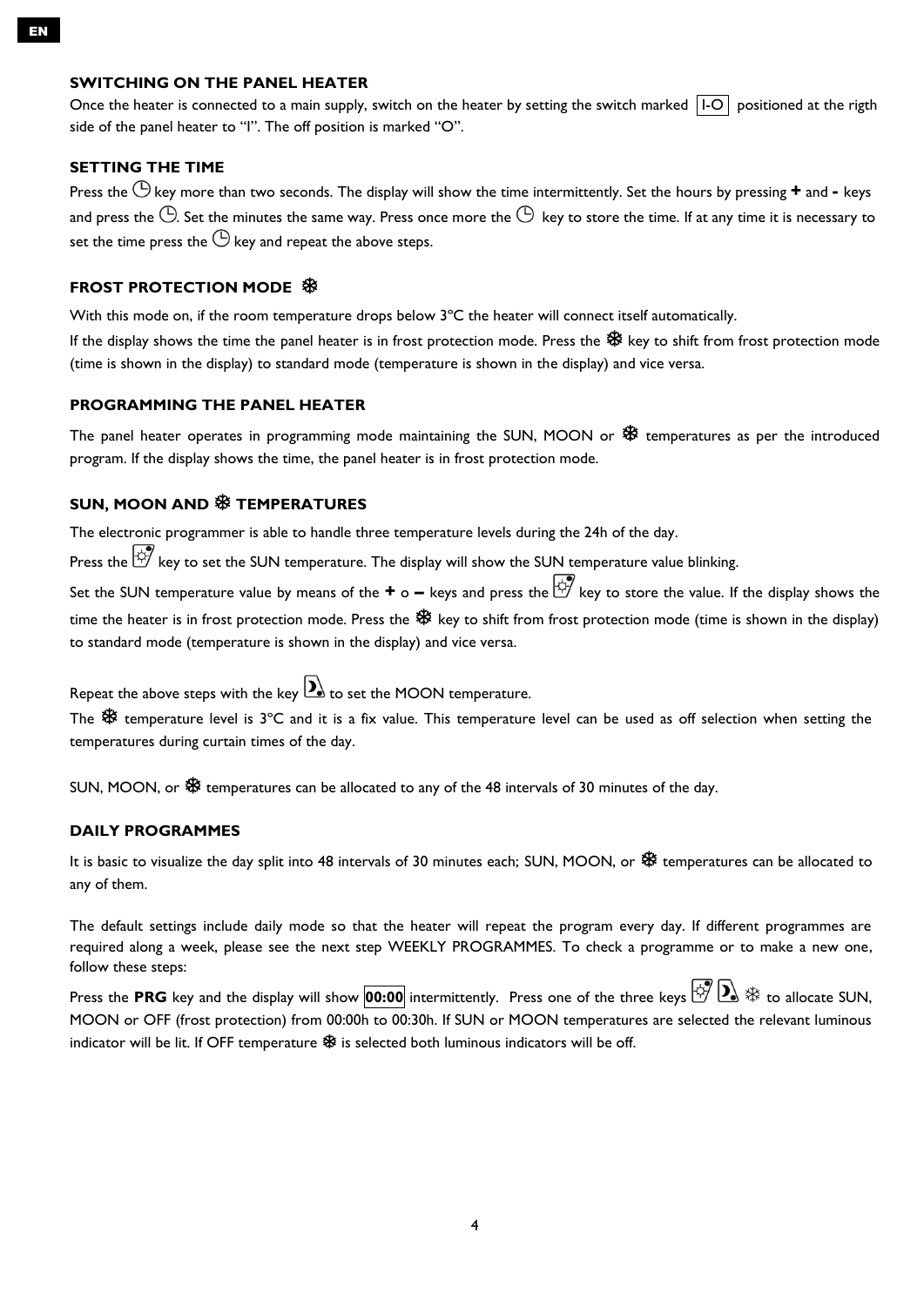## SWITCHING ON THE PANEL HEATER

Once the heater is connected to a main supply, switch on the heater by setting the switch marked I-O positioned at the rigth side of the panel heater to "I". The off position is marked "O".

## SETTING THE TIME

Press the 🕒 key more than two seconds. The display will show the time intermittently. Set the hours by pressing **+** and **-** keys and press the 🕒. Set the minutes the same way. Press once more the 🕒 key to store the time. If at any time it is necessary to set the time press the 🕒 key and repeat the above steps.

## FROST PROTECTION MODE ❄

With this mode on, if the room temperature drops below 3ºC the heater will connect itself automatically.

If the display shows the time the panel heater is in frost protection mode. Press the ❄ key to shift from frost protection mode (time is shown in the display) to standard mode (temperature is shown in the display) and vice versa.

## PROGRAMMING THE PANEL HEATER

The panel heater operates in programming mode maintaining the SUN, MOON or ❄ temperatures as per the introduced program. If the display shows the time, the panel heater is in frost protection mode.

## SUN, MOON AND ❄ TEMPERATURES

The electronic programmer is able to handle three temperature levels during the 24h of the day.

Press the ☼ key to set the SUN temperature. The display will show the SUN temperature value blinking.

Set the SUN temperature value by means of the **+** o **–** keys and press the ☼ key to store the value. If the display shows the time the heater is in frost protection mode. Press the ❄ key to shift from frost protection mode (time is shown in the display) to standard mode (temperature is shown in the display) and vice versa.

Repeat the above steps with the key ☽ to set the MOON temperature.

The ❄ temperature level is 3ºC and it is a fix value. This temperature level can be used as off selection when setting the temperatures during curtain times of the day.

SUN, MOON, or ❄ temperatures can be allocated to any of the 48 intervals of 30 minutes of the day.

## DAILY PROGRAMMES

It is basic to visualize the day split into 48 intervals of 30 minutes each; SUN, MOON, or ❄ temperatures can be allocated to any of them.

The default settings include daily mode so that the heater will repeat the program every day. If different programmes are required along a week, please see the next step WEEKLY PROGRAMMES. To check a programme or to make a new one, follow these steps:

Press the **PRG** key and the display will show **00:00** intermittently. Press one of the three keys ☼ ☽ ❄ to allocate SUN, MOON or OFF (frost protection) from 00:00h to 00:30h. If SUN or MOON temperatures are selected the relevant luminous indicator will be lit. If OFF temperature ❄ is selected both luminous indicators will be off.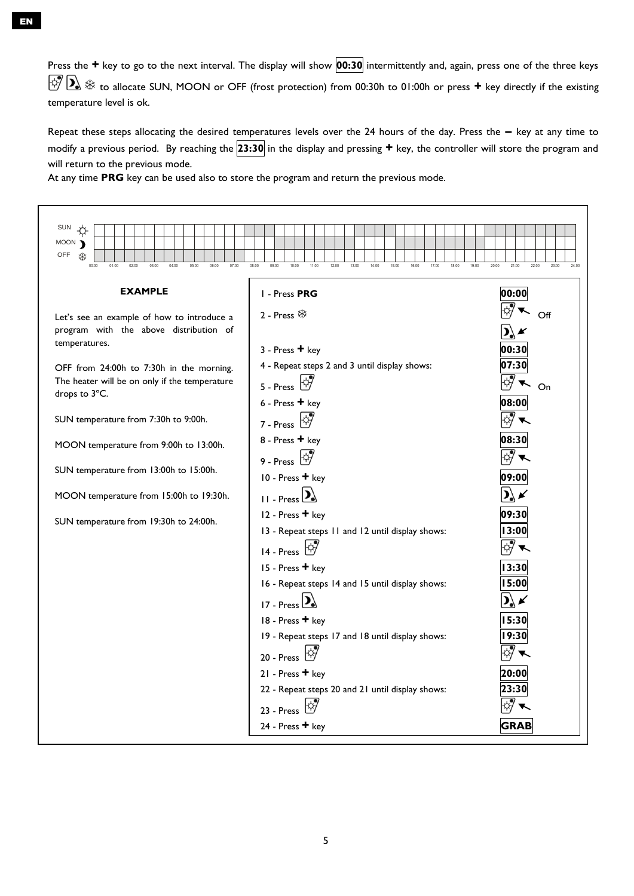Press the **+** key to go to the next interval. The display will show **00:30** intermittently and, again, press one of the three keys ☼ ☽ ❄ to allocate SUN, MOON or OFF (frost protection) from 00:30h to 01:00h or press **+** key directly if the existing temperature level is ok.

Repeat these steps allocating the desired temperatures levels over the 24 hours of the day. Press the **–** key at any time to modify a previous period. By reaching the **23:30** in the display and pressing **+** key, the controller will store the program and will return to the previous mode.
At any time **PRG** key can be used also to store the program and return the previous mode.

SUN ☼ / MOON ☽ / OFF ❄ — 00:00 01:00 02:00 03:00 04:00 05:00 06:00 07:00 08:00 09:00 10:00 11:00 12:00 13:00 14:00 15:00 16:00 17:00 18:00 19:00 20:00 21:00 22:00 23:00 24:00

**EXAMPLE**

Let's see an example of how to introduce a program with the above distribution of temperatures.

OFF from 24:00h to 7:30h in the morning. The heater will be on only if the temperature drops to 3ºC.

SUN temperature from 7:30h to 9:00h.

MOON temperature from 9:00h to 13:00h.

SUN temperature from 13:00h to 15:00h.

MOON temperature from 15:00h to 19:30h.

SUN temperature from 19:30h to 24:00h.

| Step | Display |
|---|---|
| 1 - Press **PRG** | **00:00** |
| 2 - Press ❄ | ☼ ↖ Off / ☽ ↙ |
| 3 - Press **+** key | **00:30** |
| 4 - Repeat steps 2 and 3 until display shows: | **07:30** |
| 5 - Press ☼ | ☼ ↖ On |
| 6 - Press **+** key | **08:00** |
| 7 - Press ☼ | ☼ ↖ |
| 8 - Press **+** key | **08:30** |
| 9 - Press ☼ | ☼ ↖ |
| 10 - Press **+** key | **09:00** |
| 11 - Press ☽ | ☽ ↙ |
| 12 - Press **+** key | **09:30** |
| 13 - Repeat steps 11 and 12 until display shows: | **13:00** |
| 14 - Press ☼ | ☼ ↖ |
| 15 - Press **+** key | **13:30** |
| 16 - Repeat steps 14 and 15 until display shows: | **15:00** |
| 17 - Press ☽ | ☽ ↙ |
| 18 - Press **+** key | **15:30** |
| 19 - Repeat steps 17 and 18 until display shows: | **19:30** |
| 20 - Press ☼ | ☼ ↖ |
| 21 - Press **+** key | **20:00** |
| 22 - Repeat steps 20 and 21 until display shows: | **23:30** |
| 23 - Press ☼ | ☼ ↖ |
| 24 - Press **+** key | **GRAB** |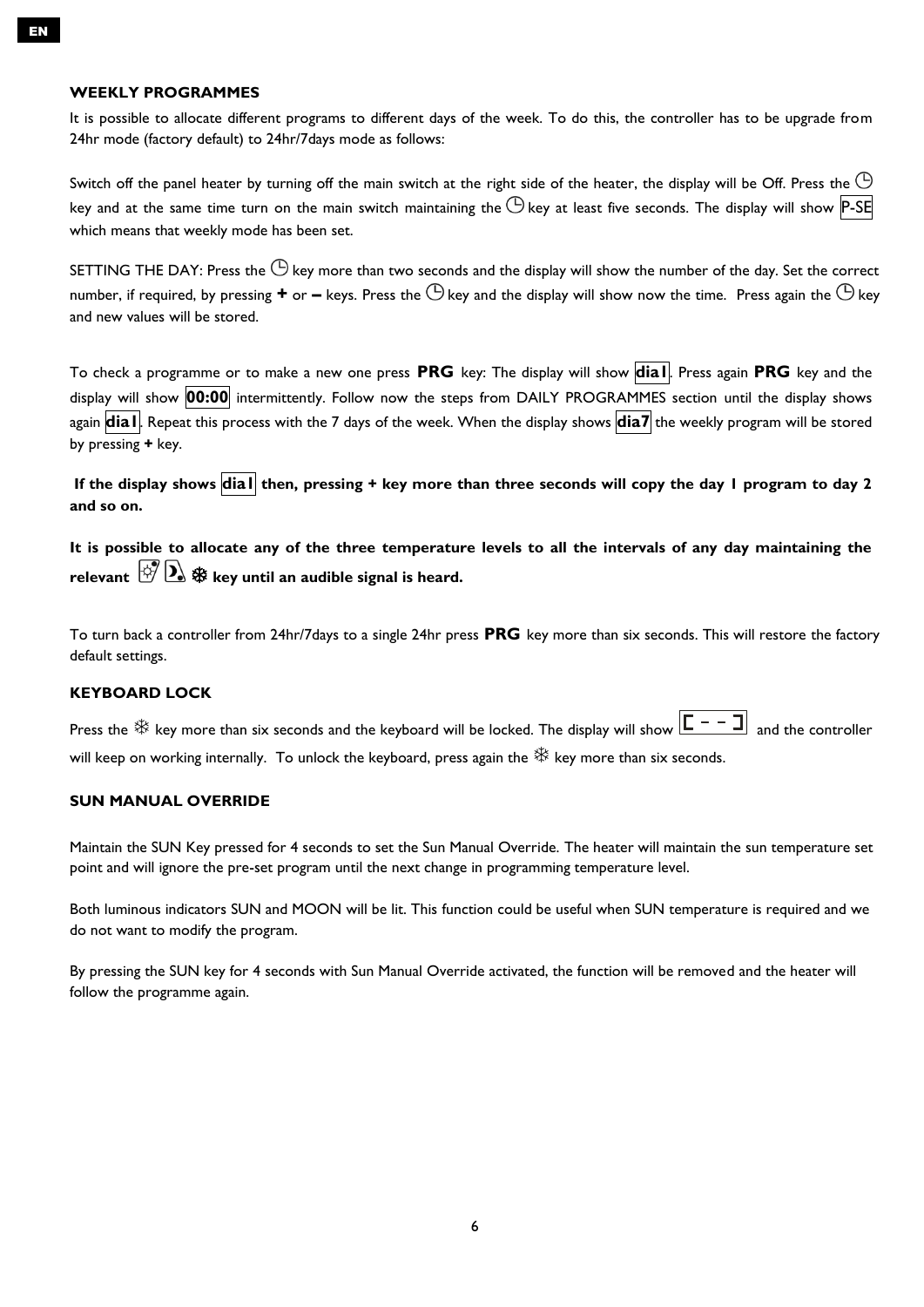### WEEKLY PROGRAMMES

It is possible to allocate different programs to different days of the week. To do this, the controller has to be upgrade from 24hr mode (factory default) to 24hr/7days mode as follows:

Switch off the panel heater by turning off the main switch at the right side of the heater, the display will be Off. Press the ⏲ key and at the same time turn on the main switch maintaining the ⏲ key at least five seconds. The display will show P-SE which means that weekly mode has been set.

SETTING THE DAY: Press the ⏲ key more than two seconds and the display will show the number of the day. Set the correct number, if required, by pressing **+** or **–** keys. Press the ⏲ key and the display will show now the time. Press again the ⏲ key and new values will be stored.

To check a programme or to make a new one press **PRG** key: The display will show **dia1**. Press again **PRG** key and the display will show **00:00** intermittently. Follow now the steps from DAILY PROGRAMMES section until the display shows again **dia1**. Repeat this process with the 7 days of the week. When the display shows **dia7** the weekly program will be stored by pressing **+** key.

**If the display shows dia1 then, pressing + key more than three seconds will copy the day 1 program to day 2 and so on.**

**It is possible to allocate any of the three temperature levels to all the intervals of any day maintaining the relevant ☼ ☽ ❄ key until an audible signal is heard.**

To turn back a controller from 24hr/7days to a single 24hr press **PRG** key more than six seconds. This will restore the factory default settings.

### KEYBOARD LOCK

Press the ❄ key more than six seconds and the keyboard will be locked. The display will show [ - - ] and the controller will keep on working internally. To unlock the keyboard, press again the ❄ key more than six seconds.

### SUN MANUAL OVERRIDE

Maintain the SUN Key pressed for 4 seconds to set the Sun Manual Override. The heater will maintain the sun temperature set point and will ignore the pre-set program until the next change in programming temperature level.

Both luminous indicators SUN and MOON will be lit. This function could be useful when SUN temperature is required and we do not want to modify the program.

By pressing the SUN key for 4 seconds with Sun Manual Override activated, the function will be removed and the heater will follow the programme again.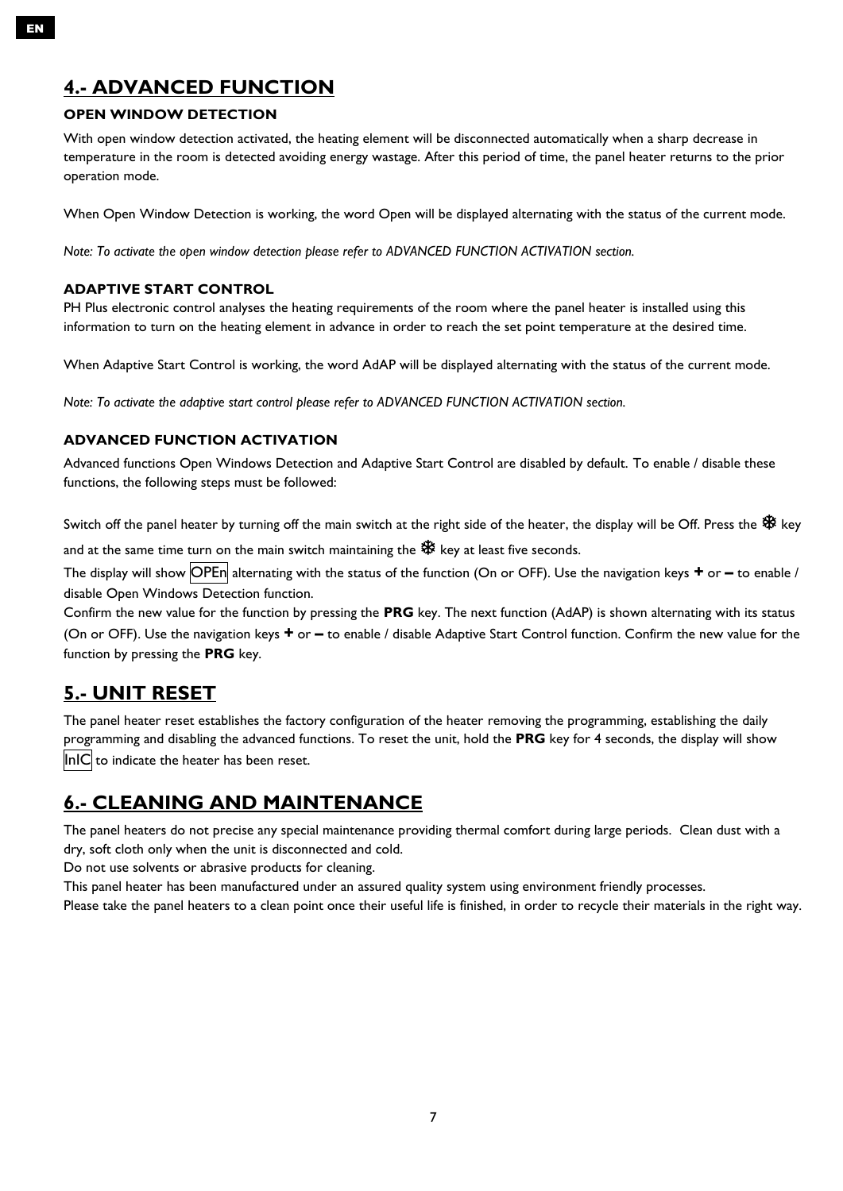## 4.- ADVANCED FUNCTION

### OPEN WINDOW DETECTION

With open window detection activated, the heating element will be disconnected automatically when a sharp decrease in temperature in the room is detected avoiding energy wastage. After this period of time, the panel heater returns to the prior operation mode.

When Open Window Detection is working, the word Open will be displayed alternating with the status of the current mode.

*Note: To activate the open window detection please refer to ADVANCED FUNCTION ACTIVATION section.*

### ADAPTIVE START CONTROL

PH Plus electronic control analyses the heating requirements of the room where the panel heater is installed using this information to turn on the heating element in advance in order to reach the set point temperature at the desired time.

When Adaptive Start Control is working, the word AdAP will be displayed alternating with the status of the current mode.

*Note: To activate the adaptive start control please refer to ADVANCED FUNCTION ACTIVATION section.*

### ADVANCED FUNCTION ACTIVATION

Advanced functions Open Windows Detection and Adaptive Start Control are disabled by default. To enable / disable these functions, the following steps must be followed:

Switch off the panel heater by turning off the main switch at the right side of the heater, the display will be Off. Press the ❄ key and at the same time turn on the main switch maintaining the ❄ key at least five seconds.

The display will show OPEn alternating with the status of the function (On or OFF). Use the navigation keys **+** or **–** to enable / disable Open Windows Detection function.

Confirm the new value for the function by pressing the **PRG** key. The next function (AdAP) is shown alternating with its status (On or OFF). Use the navigation keys **+** or **–** to enable / disable Adaptive Start Control function. Confirm the new value for the function by pressing the **PRG** key.

## 5.- UNIT RESET

The panel heater reset establishes the factory configuration of the heater removing the programming, establishing the daily programming and disabling the advanced functions. To reset the unit, hold the **PRG** key for 4 seconds, the display will show InIC to indicate the heater has been reset.

## 6.- CLEANING AND MAINTENANCE

The panel heaters do not precise any special maintenance providing thermal comfort during large periods. Clean dust with a dry, soft cloth only when the unit is disconnected and cold.

Do not use solvents or abrasive products for cleaning.

This panel heater has been manufactured under an assured quality system using environment friendly processes.

Please take the panel heaters to a clean point once their useful life is finished, in order to recycle their materials in the right way.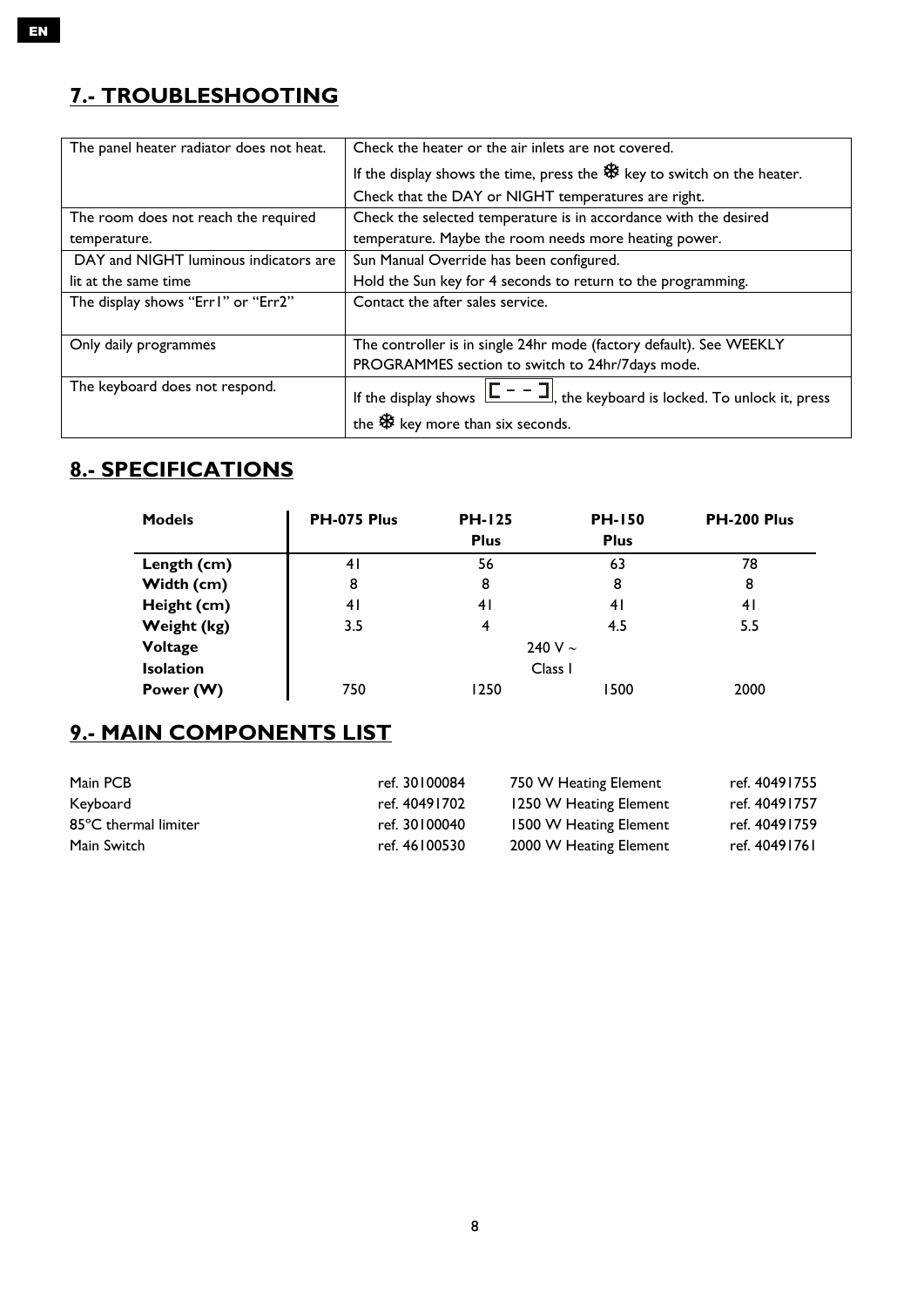## 7.- TROUBLESHOOTING

| | |
|---|---|
| The panel heater radiator does not heat. | Check the heater or the air inlets are not covered.<br>If the display shows the time, press the ❄ key to switch on the heater.<br>Check that the DAY or NIGHT temperatures are right. |
| The room does not reach the required temperature. | Check the selected temperature is in accordance with the desired temperature. Maybe the room needs more heating power. |
| DAY and NIGHT luminous indicators are lit at the same time | Sun Manual Override has been configured.<br>Hold the Sun key for 4 seconds to return to the programming. |
| The display shows "Err1" or "Err2" | Contact the after sales service. |
| Only daily programmes | The controller is in single 24hr mode (factory default). See WEEKLY PROGRAMMES section to switch to 24hr/7days mode. |
| The keyboard does not respond. | If the display shows [ - - ], the keyboard is locked. To unlock it, press the ❄ key more than six seconds. |

## 8.- SPECIFICATIONS

| Models | PH-075 Plus | PH-125 Plus | PH-150 Plus | PH-200 Plus |
|---|---|---|---|---|
| **Length (cm)** | 41 | 56 | 63 | 78 |
| **Width (cm)** | 8 | 8 | 8 | 8 |
| **Height (cm)** | 41 | 41 | 41 | 41 |
| **Weight (kg)** | 3.5 | 4 | 4.5 | 5.5 |
| **Voltage** | 240 V ~ | | | |
| **Isolation** | Class I | | | |
| **Power (W)** | 750 | 1250 | 1500 | 2000 |

## 9.- MAIN COMPONENTS LIST

| | | | |
|---|---|---|---|
| Main PCB | ref. 30100084 | 750 W Heating Element | ref. 40491755 |
| Keyboard | ref. 40491702 | 1250 W Heating Element | ref. 40491757 |
| 85°C thermal limiter | ref. 30100040 | 1500 W Heating Element | ref. 40491759 |
| Main Switch | ref. 46100530 | 2000 W Heating Element | ref. 40491761 |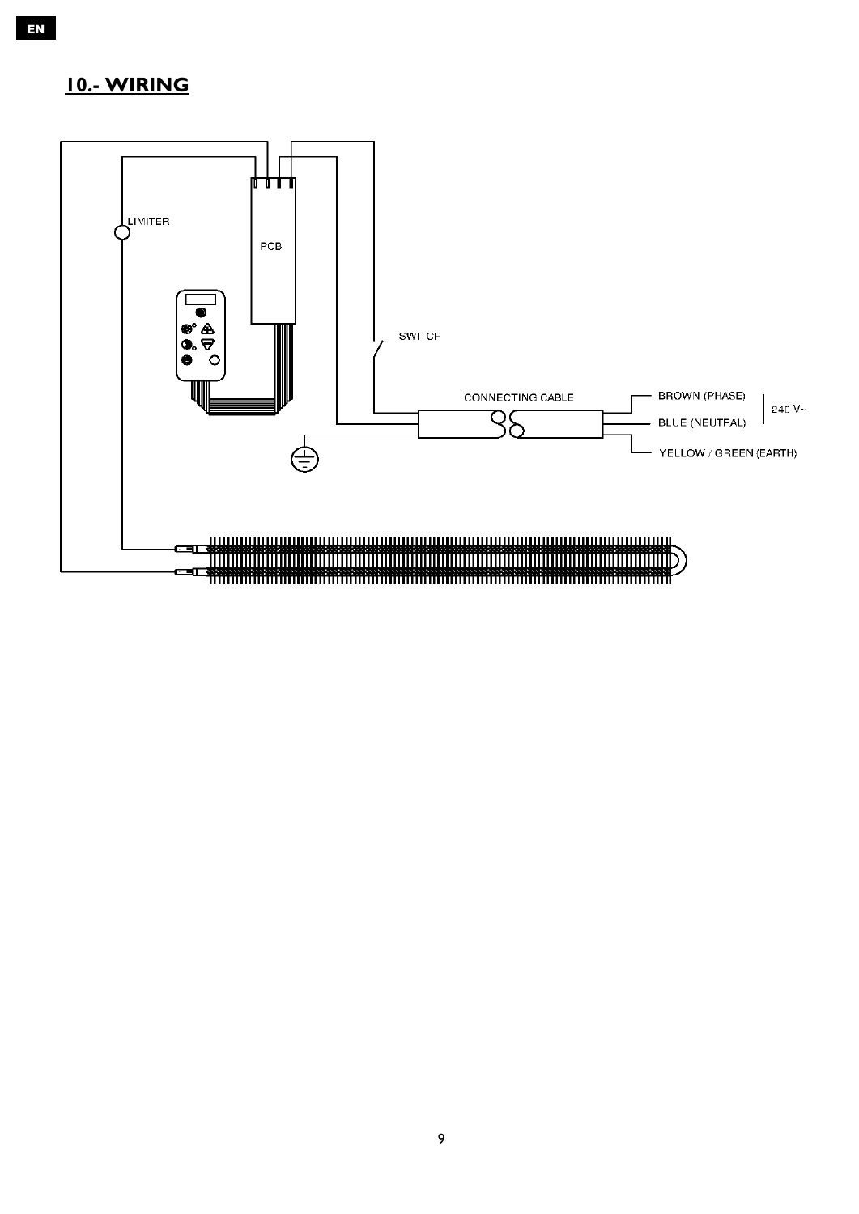## 10.- WIRING

LIMITER

PCB

SWITCH

CONNECTING CABLE

BROWN (PHASE)

BLUE (NEUTRAL)

240 V~

YELLOW / GREEN (EARTH)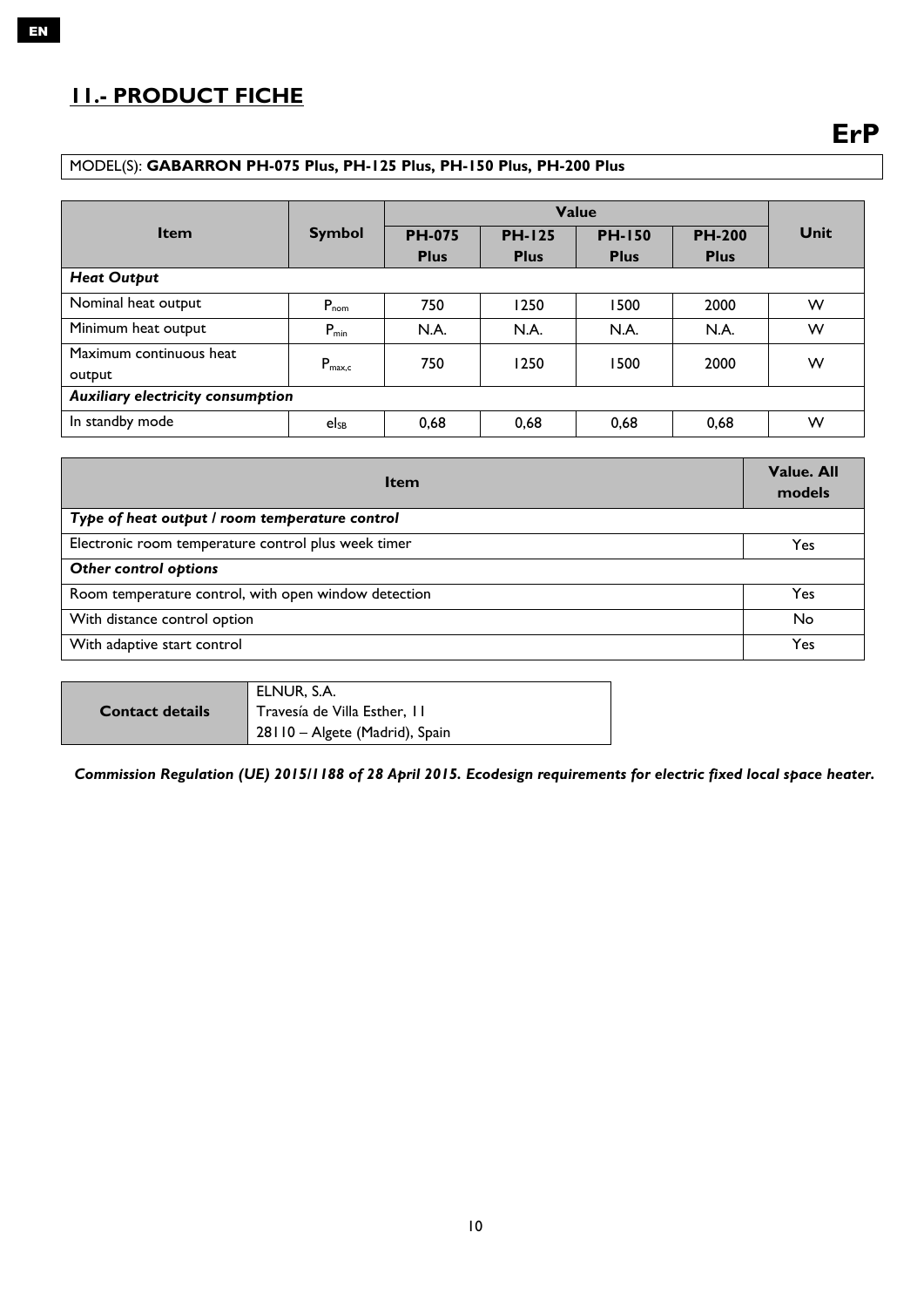EN

## 11.- PRODUCT FICHE

**ErP**

MODEL(S): **GABARRON PH-075 Plus, PH-125 Plus, PH-150 Plus, PH-200 Plus**

| Item | Symbol | Value | | | | Unit |
|---|---|---|---|---|---|---|
| | | **PH-075 Plus** | **PH-125 Plus** | **PH-150 Plus** | **PH-200 Plus** | |
| ***Heat Output*** | | | | | | |
| Nominal heat output | $P_{nom}$ | 750 | 1250 | 1500 | 2000 | W |
| Minimum heat output | $P_{min}$ | N.A. | N.A. | N.A. | N.A. | W |
| Maximum continuous heat output | $P_{max,c}$ | 750 | 1250 | 1500 | 2000 | W |
| ***Auxiliary electricity consumption*** | | | | | | |
| In standby mode | $el_{SB}$ | 0,68 | 0,68 | 0,68 | 0,68 | W |

| Item | Value. All models |
|---|---|
| ***Type of heat output / room temperature control*** | |
| Electronic room temperature control plus week timer | Yes |
| ***Other control options*** | |
| Room temperature control, with open window detection | Yes |
| With distance control option | No |
| With adaptive start control | Yes |

| **Contact details** | ELNUR, S.A.<br>Travesía de Villa Esther, 11<br>28110 – Algete (Madrid), Spain |
|---|---|

***Commission Regulation (UE) 2015/1188 of 28 April 2015. Ecodesign requirements for electric fixed local space heater.***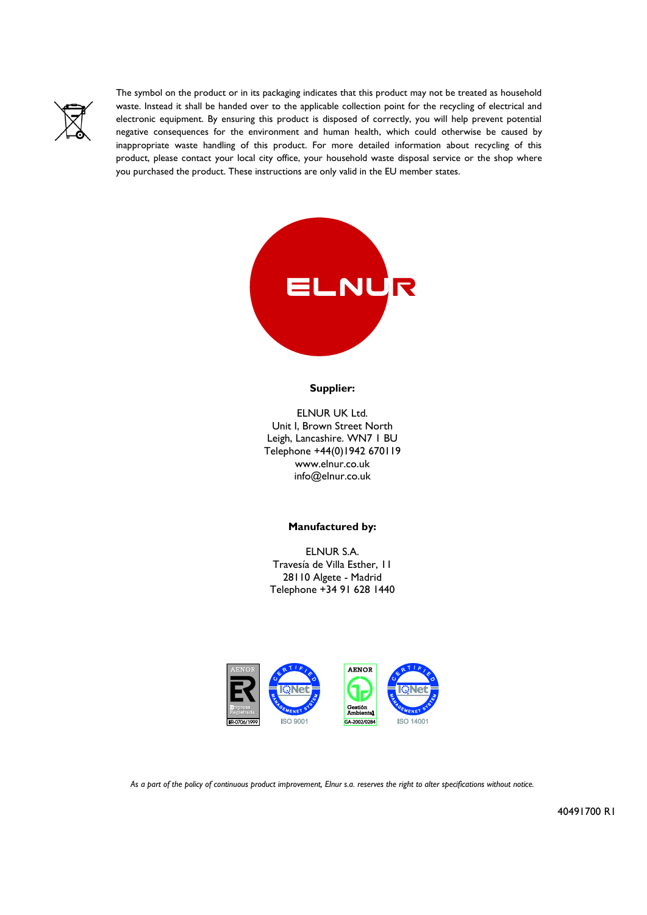The symbol on the product or in its packaging indicates that this product may not be treated as household waste. Instead it shall be handed over to the applicable collection point for the recycling of electrical and electronic equipment. By ensuring this product is disposed of correctly, you will help prevent potential negative consequences for the environment and human health, which could otherwise be caused by inappropriate waste handling of this product. For more detailed information about recycling of this product, please contact your local city office, your household waste disposal service or the shop where you purchased the product. These instructions are only valid in the EU member states.

ELNUR

**Supplier:**

ELNUR UK Ltd.
Unit I, Brown Street North
Leigh, Lancashire. WN7 1 BU
Telephone +44(0)1942 670119
www.elnur.co.uk
info@elnur.co.uk

**Manufactured by:**

ELNUR S.A.
Travesía de Villa Esther, 11
28110 Algete - Madrid
Telephone +34 91 628 1440

AENOR Empresa Registrada ER-0706/1999 — IQNet ISO 9001 — AENOR Gestión Ambiental GA-2002/0284 — IQNet ISO 14001

*As a part of the policy of continuous product improvement, Elnur s.a. reserves the right to alter specifications without notice.*

40491700 R1